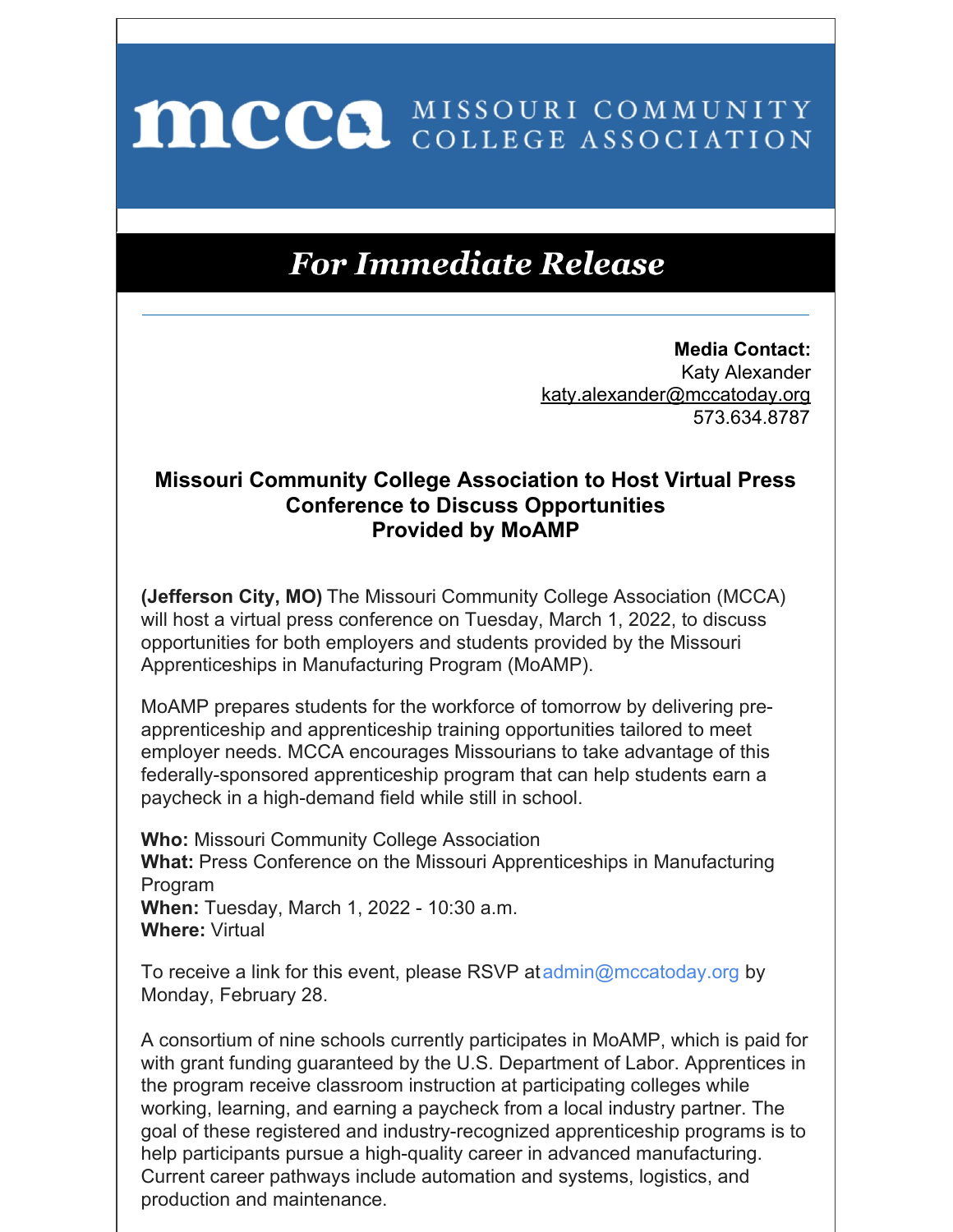# MCCA MISSOURI COMMUNITY COLLEGE ASSOCIATION

## *For Immediate Release*

---

**Media Contact:**
Katy Alexander
katy.alexander@mccatoday.org
573.634.8787

### Missouri Community College Association to Host Virtual Press Conference to Discuss Opportunities Provided by MoAMP

**(Jefferson City, MO)** The Missouri Community College Association (MCCA) will host a virtual press conference on Tuesday, March 1, 2022, to discuss opportunities for both employers and students provided by the Missouri Apprenticeships in Manufacturing Program (MoAMP).

MoAMP prepares students for the workforce of tomorrow by delivering pre-apprenticeship and apprenticeship training opportunities tailored to meet employer needs. MCCA encourages Missourians to take advantage of this federally-sponsored apprenticeship program that can help students earn a paycheck in a high-demand field while still in school.

**Who:** Missouri Community College Association
**What:** Press Conference on the Missouri Apprenticeships in Manufacturing Program
**When:** Tuesday, March 1, 2022 - 10:30 a.m.
**Where:** Virtual

To receive a link for this event, please RSVP at admin@mccatoday.org by Monday, February 28.

A consortium of nine schools currently participates in MoAMP, which is paid for with grant funding guaranteed by the U.S. Department of Labor. Apprentices in the program receive classroom instruction at participating colleges while working, learning, and earning a paycheck from a local industry partner. The goal of these registered and industry-recognized apprenticeship programs is to help participants pursue a high-quality career in advanced manufacturing. Current career pathways include automation and systems, logistics, and production and maintenance.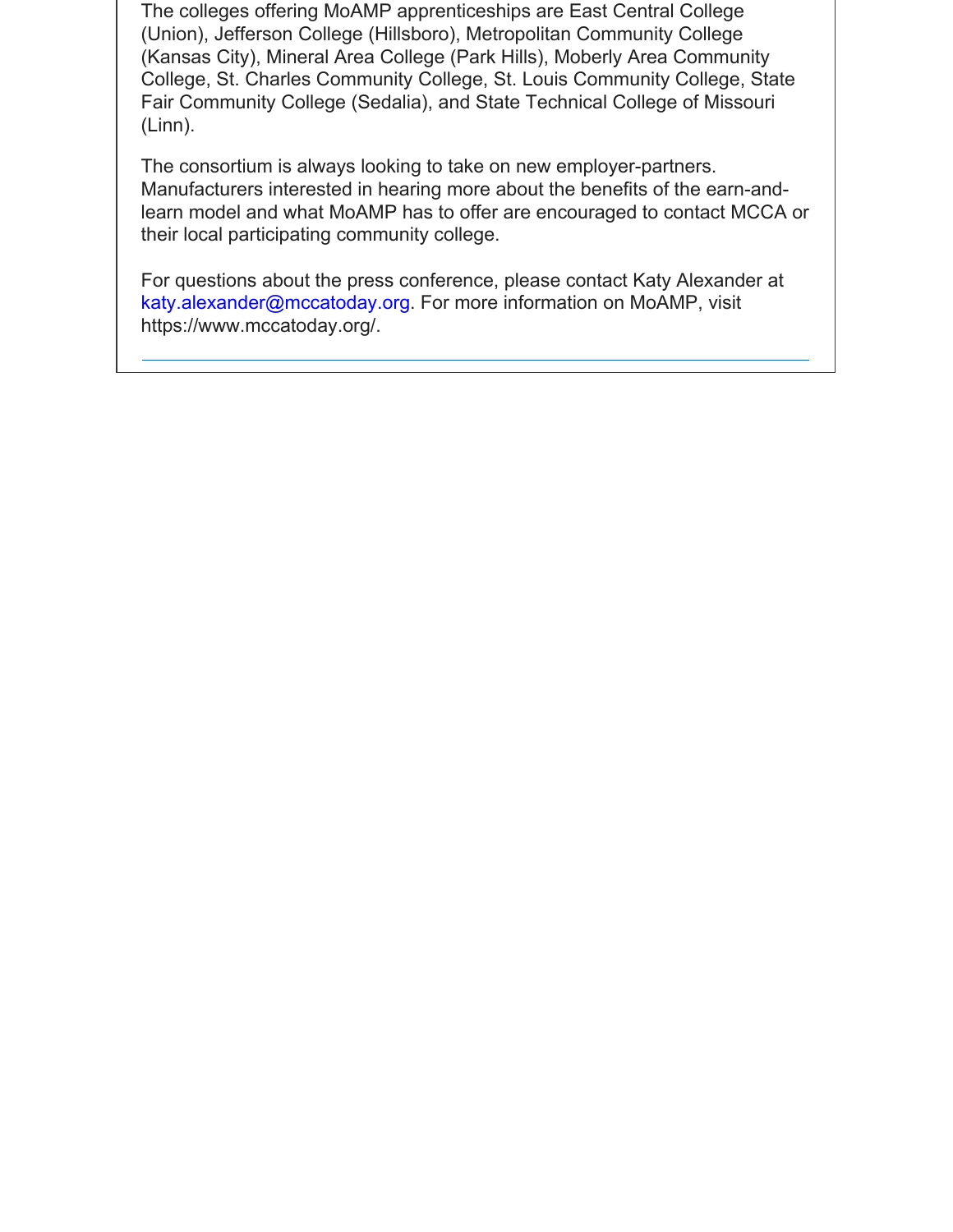The colleges offering MoAMP apprenticeships are East Central College (Union), Jefferson College (Hillsboro), Metropolitan Community College (Kansas City), Mineral Area College (Park Hills), Moberly Area Community College, St. Charles Community College, St. Louis Community College, State Fair Community College (Sedalia), and State Technical College of Missouri (Linn).

The consortium is always looking to take on new employer-partners. Manufacturers interested in hearing more about the benefits of the earn-and-learn model and what MoAMP has to offer are encouraged to contact MCCA or their local participating community college.

For questions about the press conference, please contact Katy Alexander at katy.alexander@mccatoday.org. For more information on MoAMP, visit https://www.mccatoday.org/.